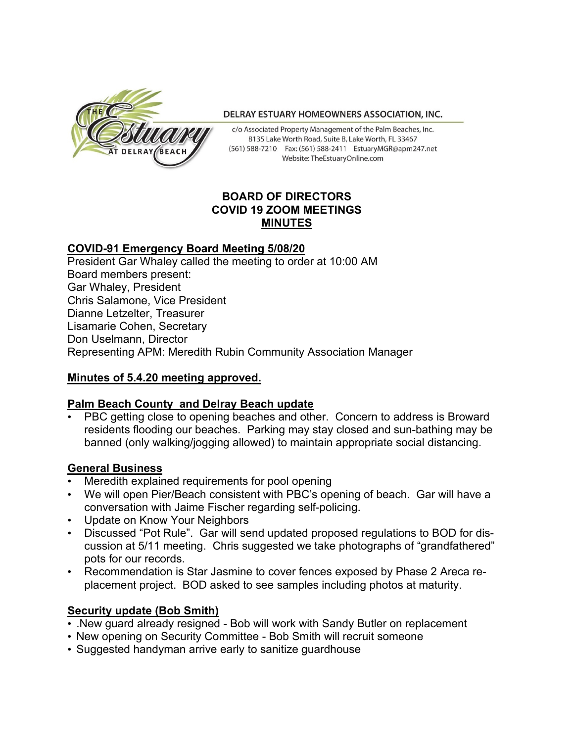DELRAY ESTUARY HOMEOWNERS ASSOCIATION, INC.

c/o Associated Property Management of the Palm Beaches, Inc.
8135 Lake Worth Road, Suite B, Lake Worth, FL 33467
(561) 588-7210 Fax: (561) 588-2411 EstuaryMGR@apm247.net
Website: TheEstuaryOnline.com

# BOARD OF DIRECTORS
# COVID 19 ZOOM MEETINGS
# MINUTES

## COVID-91 Emergency Board Meeting 5/08/20

President Gar Whaley called the meeting to order at 10:00 AM
Board members present:
Gar Whaley, President
Chris Salamone, Vice President
Dianne Letzelter, Treasurer
Lisamarie Cohen, Secretary
Don Uselmann, Director
Representing APM: Meredith Rubin Community Association Manager

## Minutes of 5.4.20 meeting approved.

## Palm Beach County and Delray Beach update

- PBC getting close to opening beaches and other. Concern to address is Broward residents flooding our beaches. Parking may stay closed and sun-bathing may be banned (only walking/jogging allowed) to maintain appropriate social distancing.

## General Business

- Meredith explained requirements for pool opening
- We will open Pier/Beach consistent with PBC's opening of beach. Gar will have a conversation with Jaime Fischer regarding self-policing.
- Update on Know Your Neighbors
- Discussed "Pot Rule". Gar will send updated proposed regulations to BOD for discussion at 5/11 meeting. Chris suggested we take photographs of "grandfathered" pots for our records.
- Recommendation is Star Jasmine to cover fences exposed by Phase 2 Areca replacement project. BOD asked to see samples including photos at maturity.

## Security update (Bob Smith)

- .New guard already resigned - Bob will work with Sandy Butler on replacement
- New opening on Security Committee - Bob Smith will recruit someone
- Suggested handyman arrive early to sanitize guardhouse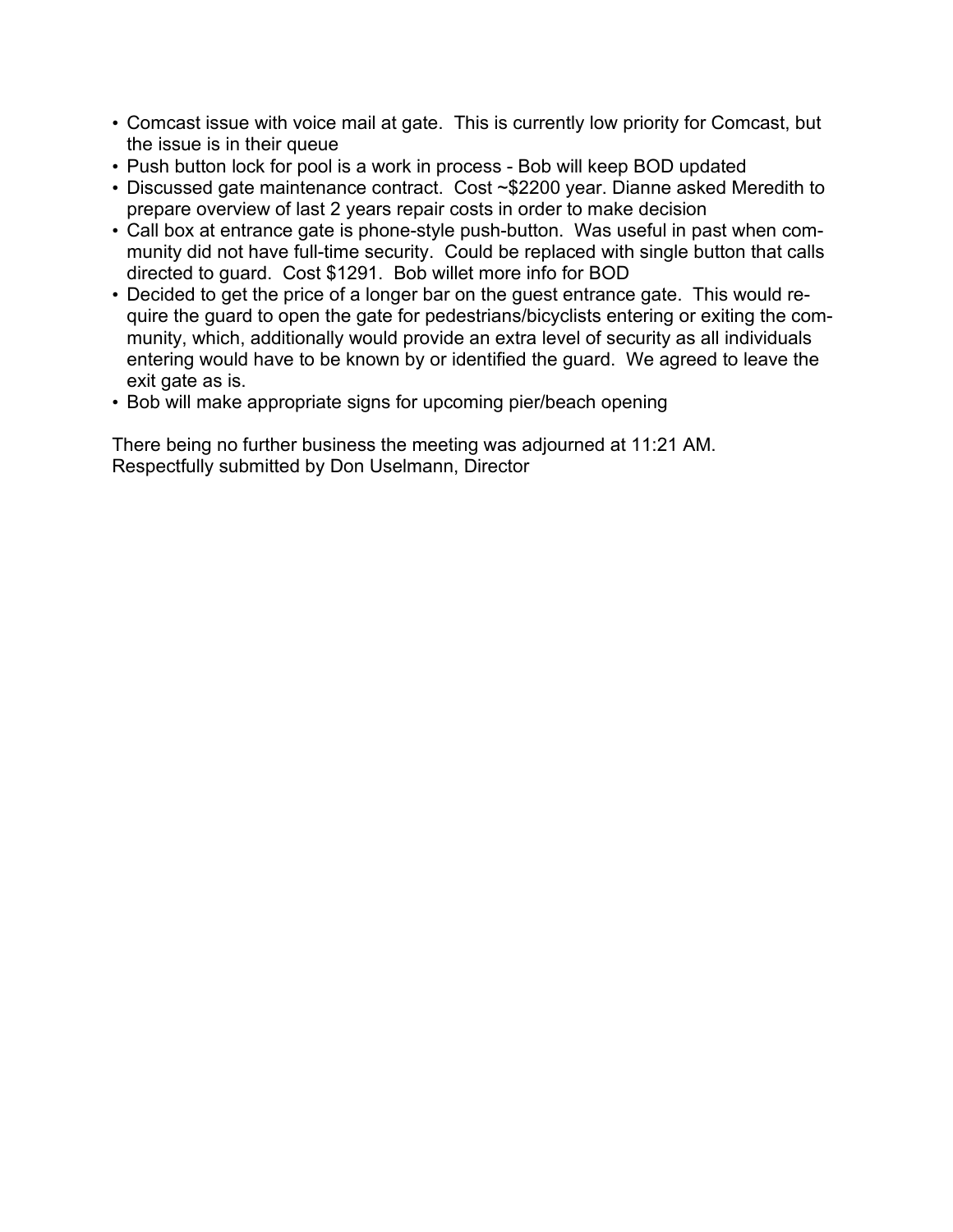- Comcast issue with voice mail at gate.  This is currently low priority for Comcast, but the issue is in their queue
- Push button lock for pool is a work in process - Bob will keep BOD updated
- Discussed gate maintenance contract.  Cost ~$2200 year. Dianne asked Meredith to prepare overview of last 2 years repair costs in order to make decision
- Call box at entrance gate is phone-style push-button.  Was useful in past when community did not have full-time security.  Could be replaced with single button that calls directed to guard.  Cost $1291.  Bob willet more info for BOD
- Decided to get the price of a longer bar on the guest entrance gate.  This would require the guard to open the gate for pedestrians/bicyclists entering or exiting the community, which, additionally would provide an extra level of security as all individuals entering would have to be known by or identified the guard.  We agreed to leave the exit gate as is.
- Bob will make appropriate signs for upcoming pier/beach opening

There being no further business the meeting was adjourned at 11:21 AM.
Respectfully submitted by Don Uselmann, Director